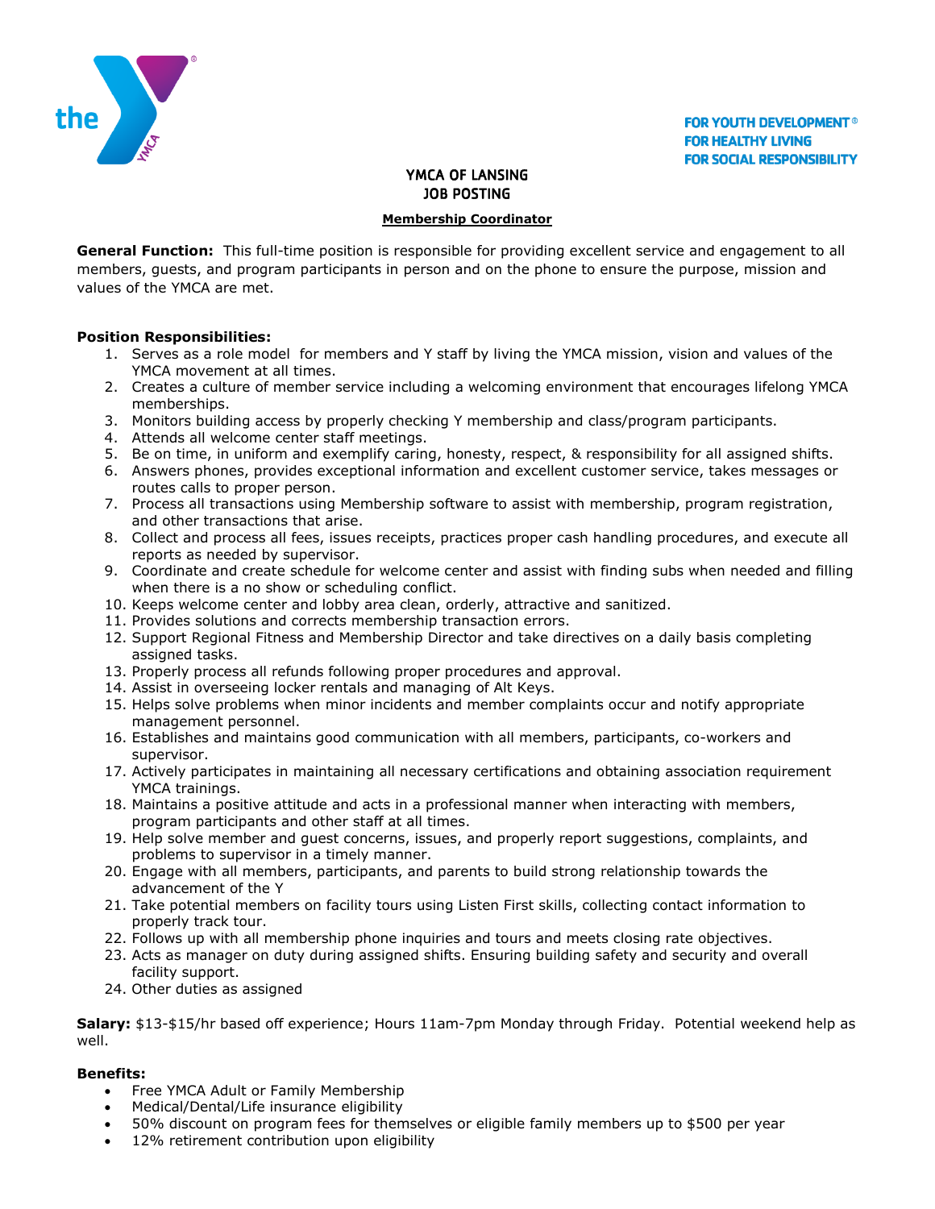FOR YOUTH DEVELOPMENT®
FOR HEALTHY LIVING
FOR SOCIAL RESPONSIBILITY

# YMCA OF LANSING
# JOB POSTING

## Membership Coordinator

**General Function:** This full-time position is responsible for providing excellent service and engagement to all members, guests, and program participants in person and on the phone to ensure the purpose, mission and values of the YMCA are met.

**Position Responsibilities:**

1. Serves as a role model for members and Y staff by living the YMCA mission, vision and values of the YMCA movement at all times.
2. Creates a culture of member service including a welcoming environment that encourages lifelong YMCA memberships.
3. Monitors building access by properly checking Y membership and class/program participants.
4. Attends all welcome center staff meetings.
5. Be on time, in uniform and exemplify caring, honesty, respect, & responsibility for all assigned shifts.
6. Answers phones, provides exceptional information and excellent customer service, takes messages or routes calls to proper person.
7. Process all transactions using Membership software to assist with membership, program registration, and other transactions that arise.
8. Collect and process all fees, issues receipts, practices proper cash handling procedures, and execute all reports as needed by supervisor.
9. Coordinate and create schedule for welcome center and assist with finding subs when needed and filling when there is a no show or scheduling conflict.
10. Keeps welcome center and lobby area clean, orderly, attractive and sanitized.
11. Provides solutions and corrects membership transaction errors.
12. Support Regional Fitness and Membership Director and take directives on a daily basis completing assigned tasks.
13. Properly process all refunds following proper procedures and approval.
14. Assist in overseeing locker rentals and managing of Alt Keys.
15. Helps solve problems when minor incidents and member complaints occur and notify appropriate management personnel.
16. Establishes and maintains good communication with all members, participants, co-workers and supervisor.
17. Actively participates in maintaining all necessary certifications and obtaining association requirement YMCA trainings.
18. Maintains a positive attitude and acts in a professional manner when interacting with members, program participants and other staff at all times.
19. Help solve member and guest concerns, issues, and properly report suggestions, complaints, and problems to supervisor in a timely manner.
20. Engage with all members, participants, and parents to build strong relationship towards the advancement of the Y
21. Take potential members on facility tours using Listen First skills, collecting contact information to properly track tour.
22. Follows up with all membership phone inquiries and tours and meets closing rate objectives.
23. Acts as manager on duty during assigned shifts. Ensuring building safety and security and overall facility support.
24. Other duties as assigned

**Salary:** $13-$15/hr based off experience; Hours 11am-7pm Monday through Friday. Potential weekend help as well.

**Benefits:**

- Free YMCA Adult or Family Membership
- Medical/Dental/Life insurance eligibility
- 50% discount on program fees for themselves or eligible family members up to $500 per year
- 12% retirement contribution upon eligibility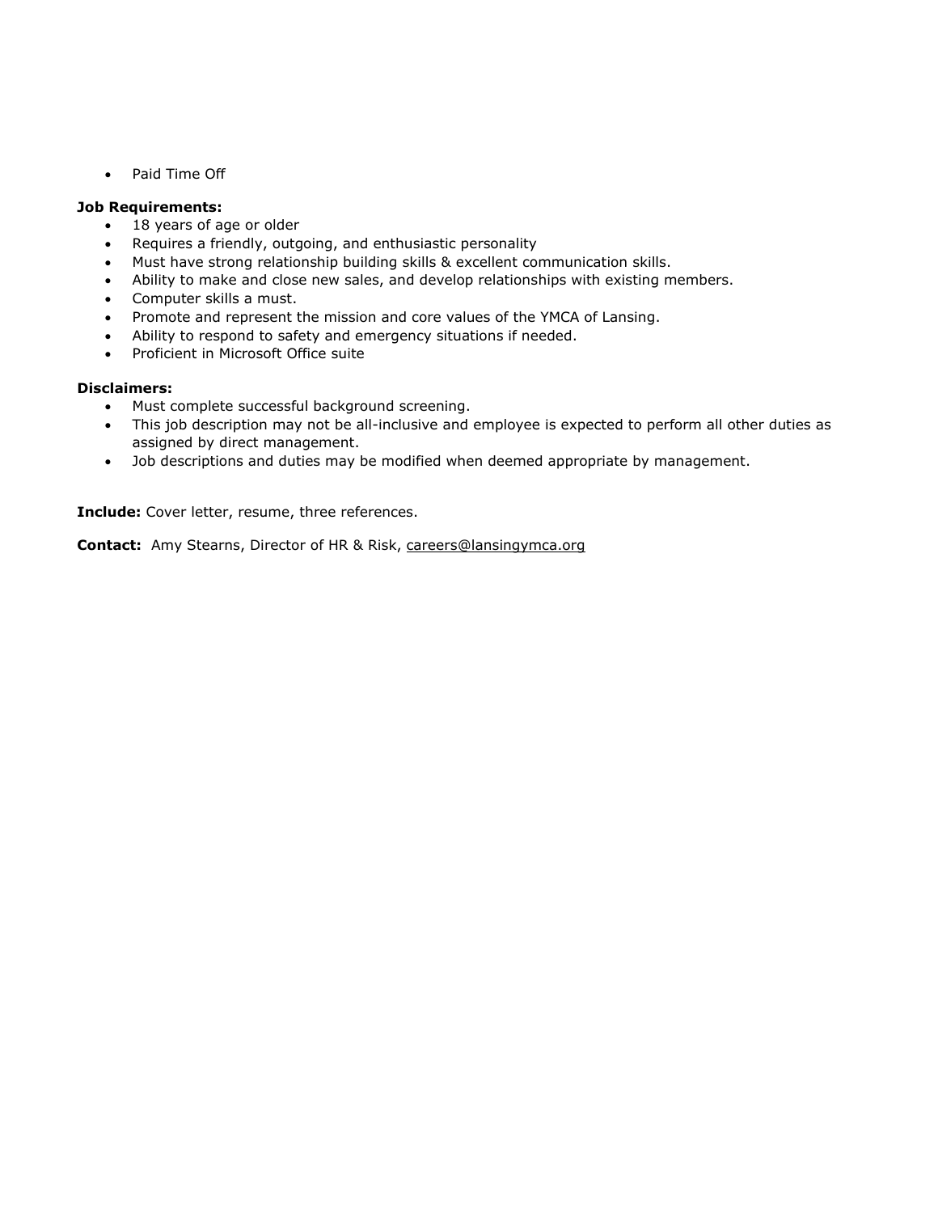- Paid Time Off

**Job Requirements:**

- 18 years of age or older
- Requires a friendly, outgoing, and enthusiastic personality
- Must have strong relationship building skills & excellent communication skills.
- Ability to make and close new sales, and develop relationships with existing members.
- Computer skills a must.
- Promote and represent the mission and core values of the YMCA of Lansing.
- Ability to respond to safety and emergency situations if needed.
- Proficient in Microsoft Office suite

**Disclaimers:**

- Must complete successful background screening.
- This job description may not be all-inclusive and employee is expected to perform all other duties as assigned by direct management.
- Job descriptions and duties may be modified when deemed appropriate by management.

**Include:** Cover letter, resume, three references.

**Contact:** Amy Stearns, Director of HR & Risk, careers@lansingymca.org